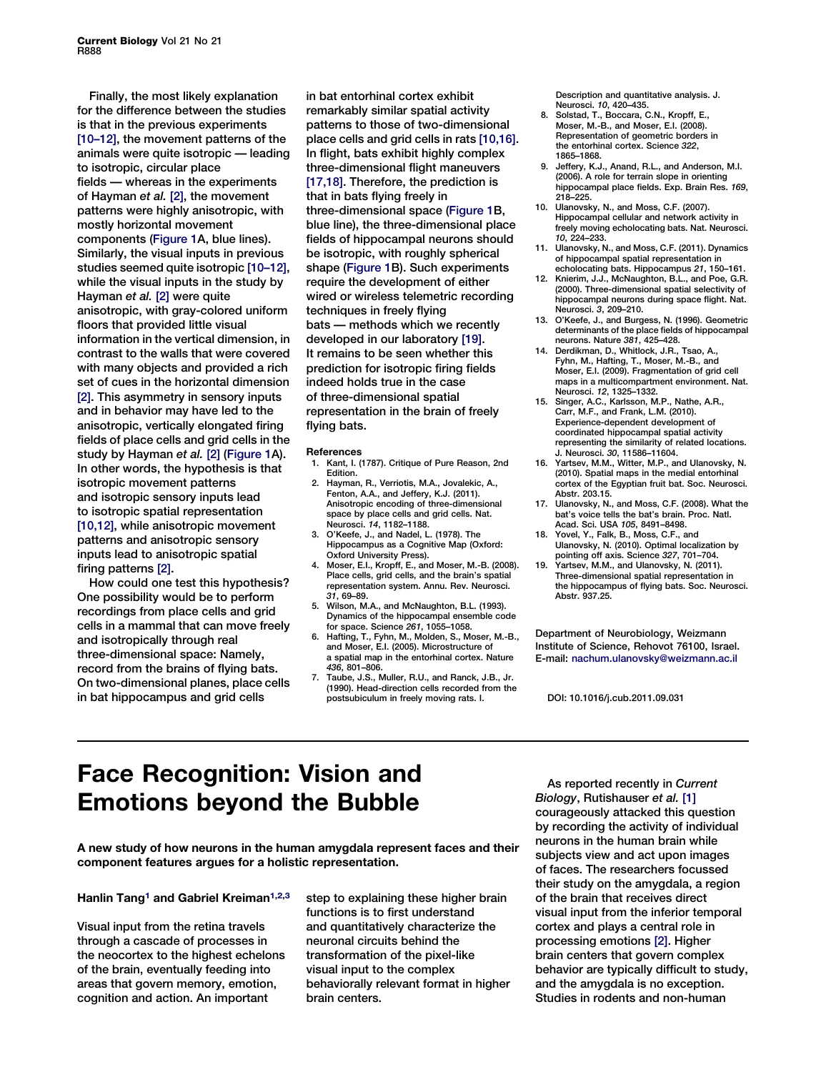Finally, the most likely explanation for the difference between the studies is that in the previous experiments [10–12], the movement patterns of the animals were quite isotropic — leading to isotropic, circular place fields — whereas in the experiments of Hayman *et al.* [2], the movement patterns were highly anisotropic, with mostly horizontal movement components (Figure 1A, blue lines). Similarly, the visual inputs in previous studies seemed quite isotropic [10–12], while the visual inputs in the study by Hayman *et al.* [2] were quite anisotropic, with gray-colored uniform floors that provided little visual information in the vertical dimension, in contrast to the walls that were covered with many objects and provided a rich set of cues in the horizontal dimension [2]. This asymmetry in sensory inputs and in behavior may have led to the anisotropic, vertically elongated firing fields of place cells and grid cells in the study by Hayman *et al.* [2] (Figure 1A). In other words, the hypothesis is that isotropic movement patterns and isotropic sensory inputs lead to isotropic spatial representation [10,12], while anisotropic movement patterns and anisotropic sensory inputs lead to anisotropic spatial firing patterns [2].

How could one test this hypothesis? One possibility would be to perform recordings from place cells and grid cells in a mammal that can move freely and isotropically through real three-dimensional space: Namely, record from the brains of flying bats. On two-dimensional planes, place cells in bat hippocampus and grid cells in bat entorhinal cortex exhibit remarkably similar spatial activity patterns to those of two-dimensional place cells and grid cells in rats [10,16]. In flight, bats exhibit highly complex three-dimensional flight maneuvers [17,18]. Therefore, the prediction is that in bats flying freely in three-dimensional space (Figure 1B, blue line), the three-dimensional place fields of hippocampal neurons should be isotropic, with roughly spherical shape (Figure 1B). Such experiments require the development of either wired or wireless telemetric recording techniques in freely flying bats — methods which we recently developed in our laboratory [19]. It remains to be seen whether this prediction for isotropic firing fields indeed holds true in the case of three-dimensional spatial representation in the brain of freely flying bats.

#### References

1. Kant, I. (1787). Critique of Pure Reason, 2nd Edition.
2. Hayman, R., Verriotis, M.A., Jovalekic, A., Fenton, A.A., and Jeffery, K.J. (2011). Anisotropic encoding of three-dimensional space by place cells and grid cells. Nat. Neurosci. *14*, 1182–1188.
3. O'Keefe, J., and Nadel, L. (1978). The Hippocampus as a Cognitive Map (Oxford: Oxford University Press).
4. Moser, E.I., Kropff, E., and Moser, M.-B. (2008). Place cells, grid cells, and the brain's spatial representation system. Annu. Rev. Neurosci. *31*, 69–89.
5. Wilson, M.A., and McNaughton, B.L. (1993). Dynamics of the hippocampal ensemble code for space. Science *261*, 1055–1058.
6. Hafting, T., Fyhn, M., Molden, S., Moser, M.-B., and Moser, E.I. (2005). Microstructure of a spatial map in the entorhinal cortex. Nature *436*, 801–806.
7. Taube, J.S., Muller, R.U., and Ranck, J.B., Jr. (1990). Head-direction cells recorded from the postsubiculum in freely moving rats. I. Description and quantitative analysis. J. Neurosci. *10*, 420–435.
8. Solstad, T., Boccara, C.N., Kropff, E., Moser, M.-B., and Moser, E.I. (2008). Representation of geometric borders in the entorhinal cortex. Science *322*, 1865–1868.
9. Jeffery, K.J., Anand, R.L., and Anderson, M.I. (2006). A role for terrain slope in orienting hippocampal place fields. Exp. Brain Res. *169*, 218–225.
10. Ulanovsky, N., and Moss, C.F. (2007). Hippocampal cellular and network activity in freely moving echolocating bats. Nat. Neurosci. *10*, 224–233.
11. Ulanovsky, N., and Moss, C.F. (2011). Dynamics of hippocampal spatial representation in echolocating bats. Hippocampus *21*, 150–161.
12. Knierim, J.J., McNaughton, B.L., and Poe, G.R. (2000). Three-dimensional spatial selectivity of hippocampal neurons during space flight. Nat. Neurosci. *3*, 209–210.
13. O'Keefe, J., and Burgess, N. (1996). Geometric determinants of the place fields of hippocampal neurons. Nature *381*, 425–428.
14. Derdikman, D., Whitlock, J.R., Tsao, A., Fyhn, M., Hafting, T., Moser, M.-B., and Moser, E.I. (2009). Fragmentation of grid cell maps in a multicompartment environment. Nat. Neurosci. *12*, 1325–1332.
15. Singer, A.C., Karlsson, M.P., Nathe, A.R., Carr, M.F., and Frank, L.M. (2010). Experience-dependent development of coordinated hippocampal spatial activity representing the similarity of related locations. J. Neurosci. *30*, 11586–11604.
16. Yartsev, M.M., Witter, M.P., and Ulanovsky, N. (2010). Spatial maps in the medial entorhinal cortex of the Egyptian fruit bat. Soc. Neurosci. Abstr. 203.15.
17. Ulanovsky, N., and Moss, C.F. (2008). What the bat's voice tells the bat's brain. Proc. Natl. Acad. Sci. USA *105*, 8491–8498.
18. Yovel, Y., Falk, B., Moss, C.F., and Ulanovsky, N. (2010). Optimal localization by pointing off axis. Science *327*, 701–704.
19. Yartsev, M.M., and Ulanovsky, N. (2011). Three-dimensional spatial representation in the hippocampus of flying bats. Soc. Neurosci. Abstr. 937.25.

Department of Neurobiology, Weizmann Institute of Science, Rehovot 76100, Israel.
E-mail: nachum.ulanovsky@weizmann.ac.il

DOI: 10.1016/j.cub.2011.09.031

# Face Recognition: Vision and Emotions beyond the Bubble

**A new study of how neurons in the human amygdala represent faces and their component features argues for a holistic representation.**

**Hanlin Tang[1] and Gabriel Kreiman[1,2,3]**

Visual input from the retina travels through a cascade of processes in the neocortex to the highest echelons of the brain, eventually feeding into areas that govern memory, emotion, cognition and action. An important step to explaining these higher brain functions is to first understand and quantitatively characterize the neuronal circuits behind the transformation of the pixel-like visual input to the complex behaviorally relevant format in higher brain centers.

As reported recently in *Current Biology*, Rutishauser *et al.* [1] courageously attacked this question by recording the activity of individual neurons in the human brain while subjects view and act upon images of faces. The researchers focussed their study on the amygdala, a region of the brain that receives direct visual input from the inferior temporal cortex and plays a central role in processing emotions [2]. Higher brain centers that govern complex behavior are typically difficult to study, and the amygdala is no exception. Studies in rodents and non-human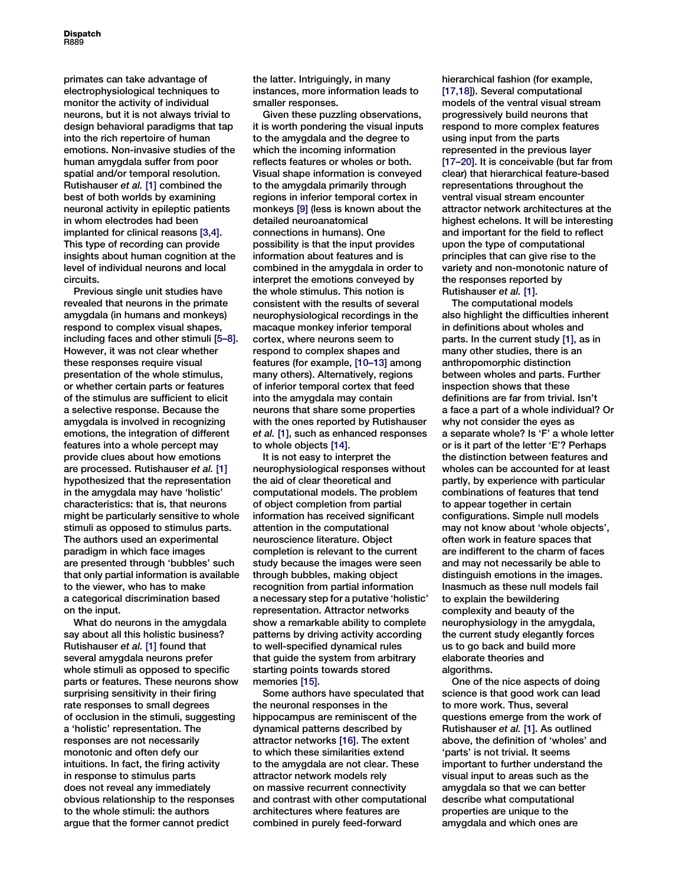primates can take advantage of electrophysiological techniques to monitor the activity of individual neurons, but it is not always trivial to design behavioral paradigms that tap into the rich repertoire of human emotions. Non-invasive studies of the human amygdala suffer from poor spatial and/or temporal resolution. Rutishauser *et al.* [1] combined the best of both worlds by examining neuronal activity in epileptic patients in whom electrodes had been implanted for clinical reasons [3,4]. This type of recording can provide insights about human cognition at the level of individual neurons and local circuits.

Previous single unit studies have revealed that neurons in the primate amygdala (in humans and monkeys) respond to complex visual shapes, including faces and other stimuli [5–8]. However, it was not clear whether these responses require visual presentation of the whole stimulus, or whether certain parts or features of the stimulus are sufficient to elicit a selective response. Because the amygdala is involved in recognizing emotions, the integration of different features into a whole percept may provide clues about how emotions are processed. Rutishauser *et al.* [1] hypothesized that the representation in the amygdala may have 'holistic' characteristics: that is, that neurons might be particularly sensitive to whole stimuli as opposed to stimulus parts. The authors used an experimental paradigm in which face images are presented through 'bubbles' such that only partial information is available to the viewer, who has to make a categorical discrimination based on the input.

What do neurons in the amygdala say about all this holistic business? Rutishauser *et al.* [1] found that several amygdala neurons prefer whole stimuli as opposed to specific parts or features. These neurons show surprising sensitivity in their firing rate responses to small degrees of occlusion in the stimuli, suggesting a 'holistic' representation. The responses are not necessarily monotonic and often defy our intuitions. In fact, the firing activity in response to stimulus parts does not reveal any immediately obvious relationship to the responses to the whole stimuli: the authors argue that the former cannot predict the latter. Intriguingly, in many instances, more information leads to smaller responses.

Given these puzzling observations, it is worth pondering the visual inputs to the amygdala and the degree to which the incoming information reflects features or wholes or both. Visual shape information is conveyed to the amygdala primarily through regions in inferior temporal cortex in monkeys [9] (less is known about the detailed neuroanatomical connections in humans). One possibility is that the input provides information about features and is combined in the amygdala in order to interpret the emotions conveyed by the whole stimulus. This notion is consistent with the results of several neurophysiological recordings in the macaque monkey inferior temporal cortex, where neurons seem to respond to complex shapes and features (for example, [10–13] among many others). Alternatively, regions of inferior temporal cortex that feed into the amygdala may contain neurons that share some properties with the ones reported by Rutishauser *et al.* [1], such as enhanced responses to whole objects [14].

It is not easy to interpret the neurophysiological responses without the aid of clear theoretical and computational models. The problem of object completion from partial information has received significant attention in the computational neuroscience literature. Object completion is relevant to the current study because the images were seen through bubbles, making object recognition from partial information a necessary step for a putative 'holistic' representation. Attractor networks show a remarkable ability to complete patterns by driving activity according to well-specified dynamical rules that guide the system from arbitrary starting points towards stored memories [15].

Some authors have speculated that the neuronal responses in the hippocampus are reminiscent of the dynamical patterns described by attractor networks [16]. The extent to which these similarities extend to the amygdala are not clear. These attractor network models rely on massive recurrent connectivity and contrast with other computational architectures where features are combined in purely feed-forward hierarchical fashion (for example, [17,18]). Several computational models of the ventral visual stream progressively build neurons that respond to more complex features using input from the parts represented in the previous layer [17–20]. It is conceivable (but far from clear) that hierarchical feature-based representations throughout the ventral visual stream encounter attractor network architectures at the highest echelons. It will be interesting and important for the field to reflect upon the type of computational principles that can give rise to the variety and non-monotonic nature of the responses reported by Rutishauser *et al.* [1].

The computational models also highlight the difficulties inherent in definitions about wholes and parts. In the current study [1], as in many other studies, there is an anthropomorphic distinction between wholes and parts. Further inspection shows that these definitions are far from trivial. Isn't a face a part of a whole individual? Or why not consider the eyes as a separate whole? Is 'F' a whole letter or is it part of the letter 'E'? Perhaps the distinction between features and wholes can be accounted for at least partly, by experience with particular combinations of features that tend to appear together in certain configurations. Simple null models may not know about 'whole objects', often work in feature spaces that are indifferent to the charm of faces and may not necessarily be able to distinguish emotions in the images. Inasmuch as these null models fail to explain the bewildering complexity and beauty of the neurophysiology in the amygdala, the current study elegantly forces us to go back and build more elaborate theories and algorithms.

One of the nice aspects of doing science is that good work can lead to more work. Thus, several questions emerge from the work of Rutishauser *et al.* [1]. As outlined above, the definition of 'wholes' and 'parts' is not trivial. It seems important to further understand the visual input to areas such as the amygdala so that we can better describe what computational properties are unique to the amygdala and which ones are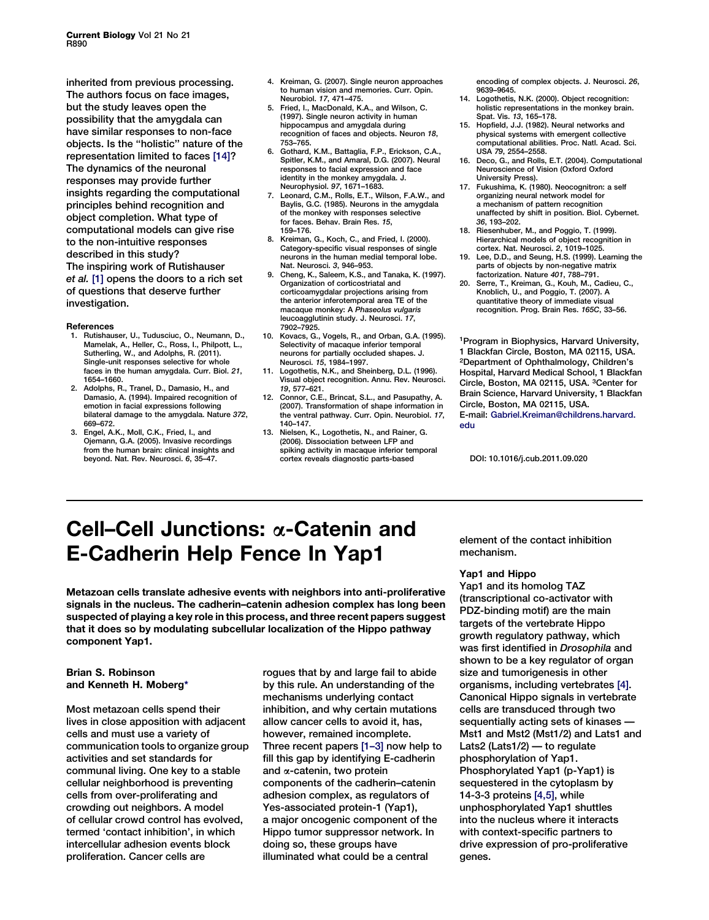inherited from previous processing. The authors focus on face images, but the study leaves open the possibility that the amygdala can have similar responses to non-face objects. Is the "holistic" nature of the representation limited to faces [14]? The dynamics of the neuronal responses may provide further insights regarding the computational principles behind recognition and object completion. What type of computational models can give rise to the non-intuitive responses described in this study?

The inspiring work of Rutishauser *et al.* [1] opens the doors to a rich set of questions that deserve further investigation.

#### References

1. Rutishauser, U., Tudusciuc, O., Neumann, D., Mamelak, A., Heller, C., Ross, I., Philpott, L., Sutherling, W., and Adolphs, R. (2011). Single-unit responses selective for whole faces in the human amygdala. Curr. Biol. *21*, 1654–1660.
2. Adolphs, R., Tranel, D., Damasio, H., and Damasio, A. (1994). Impaired recognition of emotion in facial expressions following bilateral damage to the human amygdala. Nature *372*, 669–672.
3. Engel, A.K., Moll, C.K., Fried, I., and Ojemann, G.A. (2005). Invasive recordings from the human brain: clinical insights and beyond. Nat. Rev. Neurosci. *6*, 35–47.
4. Kreiman, G. (2007). Single neuron approaches to human vision and memories. Curr. Opin. Neurobiol. *17*, 471–475.
5. Fried, I., MacDonald, K.A., and Wilson, C. (1997). Single neuron activity in human hippocampus and amygdala during recognition of faces and objects. Neuron *18*, 753–765.
6. Gothard, K.M., Battaglia, F.P., Erickson, C.A., Spitler, K.M., and Amaral, D.G. (2007). Neural responses to facial expression and face identity in the monkey amygdala. J. Neurophysiol. *97*, 1671–1683.
7. Leonard, C.M., Rolls, E.T., Wilson, F.A.W., and Baylis, G.C. (1985). Neurons in the amygdala of the monkey with responses selective for faces. Behav. Brain Res. *15*, 159–176.
8. Kreiman, G., Koch, C., and Fried, I. (2000). Category-specific visual responses of single neurons in the human medial temporal lobe. Nat. Neurosci. *3*, 946–953.
9. Cheng, K., Saleem, K.S., and Tanaka, K. (1997). Organization of corticostriatal and corticoamygdalar projections arising from the anterior inferotemporal area TE of the macaque monkey: A *Phaseolus vulgaris* leucoagglutinin study. J. Neurosci. *17*, 7902–7925.
10. Kovacs, G., Vogels, R., and Orban, G.A. (1995). Selectivity of macaque inferior temporal neurons for partially occluded shapes. J. Neurosci. *15*, 1984–1997.
11. Logothetis, N.K., and Sheinberg, D.L. (1996). Visual object recognition. Annu. Rev. Neurosci. *19*, 577–621.
12. Connor, C.E., Brincat, S.L., and Pasupathy, A. (2007). Transformation of shape information in the ventral pathway. Curr. Opin. Neurobiol. *17*, 140–147.
13. Nielsen, K., Logothetis, N., and Rainer, G. (2006). Dissociation between LFP and spiking activity in macaque inferior temporal cortex reveals diagnostic parts-based encoding of complex objects. J. Neurosci. *26*, 9639–9645.
14. Logothetis, N.K. (2000). Object recognition: holistic representations in the monkey brain. Spat. Vis. *13*, 165–178.
15. Hopfield, J.J. (1982). Neural networks and physical systems with emergent collective computational abilities. Proc. Natl. Acad. Sci. USA *79*, 2554–2558.
16. Deco, G., and Rolls, E.T. (2004). Computational Neuroscience of Vision (Oxford Oxford University Press).
17. Fukushima, K. (1980). Neocognitron: a self organizing neural network model for a mechanism of pattern recognition unaffected by shift in position. Biol. Cybernet. *36*, 193–202.
18. Riesenhuber, M., and Poggio, T. (1999). Hierarchical models of object recognition in cortex. Nat. Neurosci. *2*, 1019–1025.
19. Lee, D.D., and Seung, H.S. (1999). Learning the parts of objects by non-negative matrix factorization. Nature *401*, 788–791.
20. Serre, T., Kreiman, G., Kouh, M., Cadieu, C., Knoblich, U., and Poggio, T. (2007). A quantitative theory of immediate visual recognition. Prog. Brain Res. *165C*, 33–56.

[1]Program in Biophysics, Harvard University, 1 Blackfan Circle, Boston, MA 02115, USA. [2]Department of Ophthalmology, Children's Hospital, Harvard Medical School, 1 Blackfan Circle, Boston, MA 02115, USA. [3]Center for Brain Science, Harvard University, 1 Blackfan Circle, Boston, MA 02115, USA.
E-mail: Gabriel.Kreiman@childrens.harvard.edu

DOI: 10.1016/j.cub.2011.09.020

# Cell–Cell Junctions: α-Catenin and E-Cadherin Help Fence In Yap1

**Metazoan cells translate adhesive events with neighbors into anti-proliferative signals in the nucleus. The cadherin–catenin adhesion complex has long been suspected of playing a key role in this process, and three recent papers suggest that it does so by modulating subcellular localization of the Hippo pathway component Yap1.**

**Brian S. Robinson and Kenneth H. Moberg***

Most metazoan cells spend their lives in close apposition with adjacent cells and must use a variety of communication tools to organize group activities and set standards for communal living. One key to a stable cellular neighborhood is preventing cells from over-proliferating and crowding out neighbors. A model of cellular crowd control has evolved, termed 'contact inhibition', in which intercellular adhesion events block proliferation. Cancer cells are rogues that by and large fail to abide by this rule. An understanding of the mechanisms underlying contact inhibition, and why certain mutations allow cancer cells to avoid it, has, however, remained incomplete. Three recent papers [1–3] now help to fill this gap by identifying E-cadherin and α-catenin, two protein components of the cadherin–catenin adhesion complex, as regulators of Yes-associated protein-1 (Yap1), a major oncogenic component of the Hippo tumor suppressor network. In doing so, these groups have illuminated what could be a central element of the contact inhibition mechanism.

### Yap1 and Hippo

Yap1 and its homolog TAZ (transcriptional co-activator with PDZ-binding motif) are the main targets of the vertebrate Hippo growth regulatory pathway, which was first identified in *Drosophila* and shown to be a key regulator of organ size and tumorigenesis in other organisms, including vertebrates [4]. Canonical Hippo signals in vertebrate cells are transduced through two sequentially acting sets of kinases — Mst1 and Mst2 (Mst1/2) and Lats1 and Lats2 (Lats1/2) — to regulate phosphorylation of Yap1. Phosphorylated Yap1 (p-Yap1) is sequestered in the cytoplasm by 14-3-3 proteins [4,5], while unphosphorylated Yap1 shuttles into the nucleus where it interacts with context-specific partners to drive expression of pro-proliferative genes.